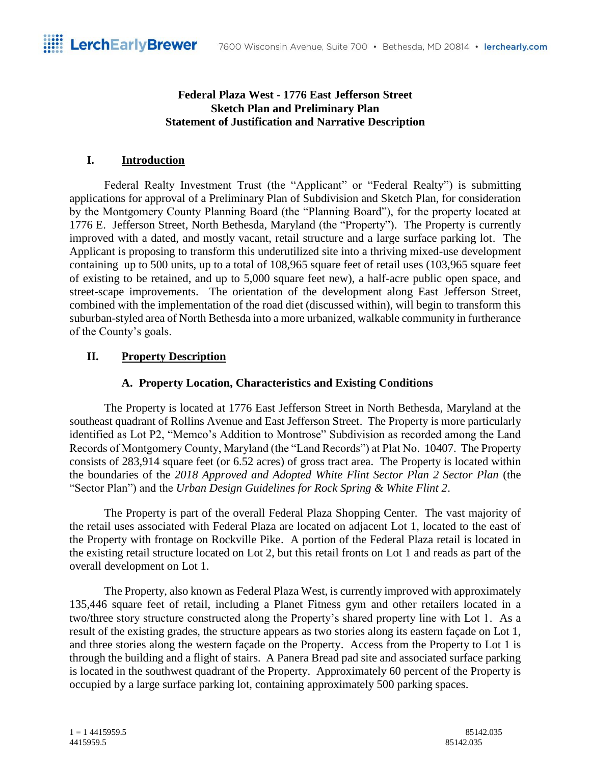**Federal Plaza West - 1776 East Jefferson Street**
**Sketch Plan and Preliminary Plan**
**Statement of Justification and Narrative Description**

## I. Introduction

Federal Realty Investment Trust (the "Applicant" or "Federal Realty") is submitting applications for approval of a Preliminary Plan of Subdivision and Sketch Plan, for consideration by the Montgomery County Planning Board (the "Planning Board"), for the property located at 1776 E. Jefferson Street, North Bethesda, Maryland (the "Property"). The Property is currently improved with a dated, and mostly vacant, retail structure and a large surface parking lot. The Applicant is proposing to transform this underutilized site into a thriving mixed-use development containing up to 500 units, up to a total of 108,965 square feet of retail uses (103,965 square feet of existing to be retained, and up to 5,000 square feet new), a half-acre public open space, and street-scape improvements. The orientation of the development along East Jefferson Street, combined with the implementation of the road diet (discussed within), will begin to transform this suburban-styled area of North Bethesda into a more urbanized, walkable community in furtherance of the County's goals.

## II. Property Description

### A. Property Location, Characteristics and Existing Conditions

The Property is located at 1776 East Jefferson Street in North Bethesda, Maryland at the southeast quadrant of Rollins Avenue and East Jefferson Street. The Property is more particularly identified as Lot P2, "Memco's Addition to Montrose" Subdivision as recorded among the Land Records of Montgomery County, Maryland (the "Land Records") at Plat No. 10407. The Property consists of 283,914 square feet (or 6.52 acres) of gross tract area. The Property is located within the boundaries of the *2018 Approved and Adopted White Flint Sector Plan 2 Sector Plan* (the "Sector Plan") and the *Urban Design Guidelines for Rock Spring & White Flint 2*.

The Property is part of the overall Federal Plaza Shopping Center. The vast majority of the retail uses associated with Federal Plaza are located on adjacent Lot 1, located to the east of the Property with frontage on Rockville Pike. A portion of the Federal Plaza retail is located in the existing retail structure located on Lot 2, but this retail fronts on Lot 1 and reads as part of the overall development on Lot 1.

The Property, also known as Federal Plaza West, is currently improved with approximately 135,446 square feet of retail, including a Planet Fitness gym and other retailers located in a two/three story structure constructed along the Property's shared property line with Lot 1. As a result of the existing grades, the structure appears as two stories along its eastern façade on Lot 1, and three stories along the western façade on the Property. Access from the Property to Lot 1 is through the building and a flight of stairs. A Panera Bread pad site and associated surface parking is located in the southwest quadrant of the Property. Approximately 60 percent of the Property is occupied by a large surface parking lot, containing approximately 500 parking spaces.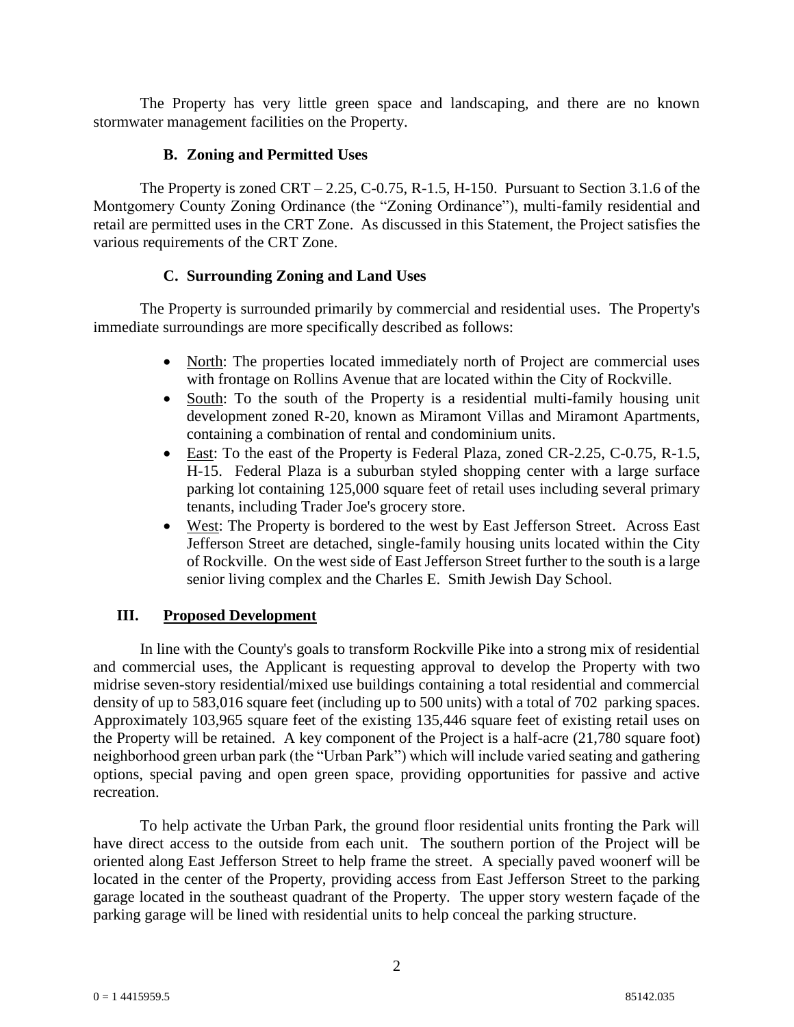The Property has very little green space and landscaping, and there are no known stormwater management facilities on the Property.

### B. Zoning and Permitted Uses

The Property is zoned CRT – 2.25, C-0.75, R-1.5, H-150. Pursuant to Section 3.1.6 of the Montgomery County Zoning Ordinance (the "Zoning Ordinance"), multi-family residential and retail are permitted uses in the CRT Zone. As discussed in this Statement, the Project satisfies the various requirements of the CRT Zone.

### C. Surrounding Zoning and Land Uses

The Property is surrounded primarily by commercial and residential uses. The Property's immediate surroundings are more specifically described as follows:

- North: The properties located immediately north of Project are commercial uses with frontage on Rollins Avenue that are located within the City of Rockville.
- South: To the south of the Property is a residential multi-family housing unit development zoned R-20, known as Miramont Villas and Miramont Apartments, containing a combination of rental and condominium units.
- East: To the east of the Property is Federal Plaza, zoned CR-2.25, C-0.75, R-1.5, H-15. Federal Plaza is a suburban styled shopping center with a large surface parking lot containing 125,000 square feet of retail uses including several primary tenants, including Trader Joe's grocery store.
- West: The Property is bordered to the west by East Jefferson Street. Across East Jefferson Street are detached, single-family housing units located within the City of Rockville. On the west side of East Jefferson Street further to the south is a large senior living complex and the Charles E. Smith Jewish Day School.

## III. Proposed Development

In line with the County's goals to transform Rockville Pike into a strong mix of residential and commercial uses, the Applicant is requesting approval to develop the Property with two midrise seven-story residential/mixed use buildings containing a total residential and commercial density of up to 583,016 square feet (including up to 500 units) with a total of 702 parking spaces. Approximately 103,965 square feet of the existing 135,446 square feet of existing retail uses on the Property will be retained. A key component of the Project is a half-acre (21,780 square foot) neighborhood green urban park (the "Urban Park") which will include varied seating and gathering options, special paving and open green space, providing opportunities for passive and active recreation.

To help activate the Urban Park, the ground floor residential units fronting the Park will have direct access to the outside from each unit. The southern portion of the Project will be oriented along East Jefferson Street to help frame the street. A specially paved woonerf will be located in the center of the Property, providing access from East Jefferson Street to the parking garage located in the southeast quadrant of the Property. The upper story western façade of the parking garage will be lined with residential units to help conceal the parking structure.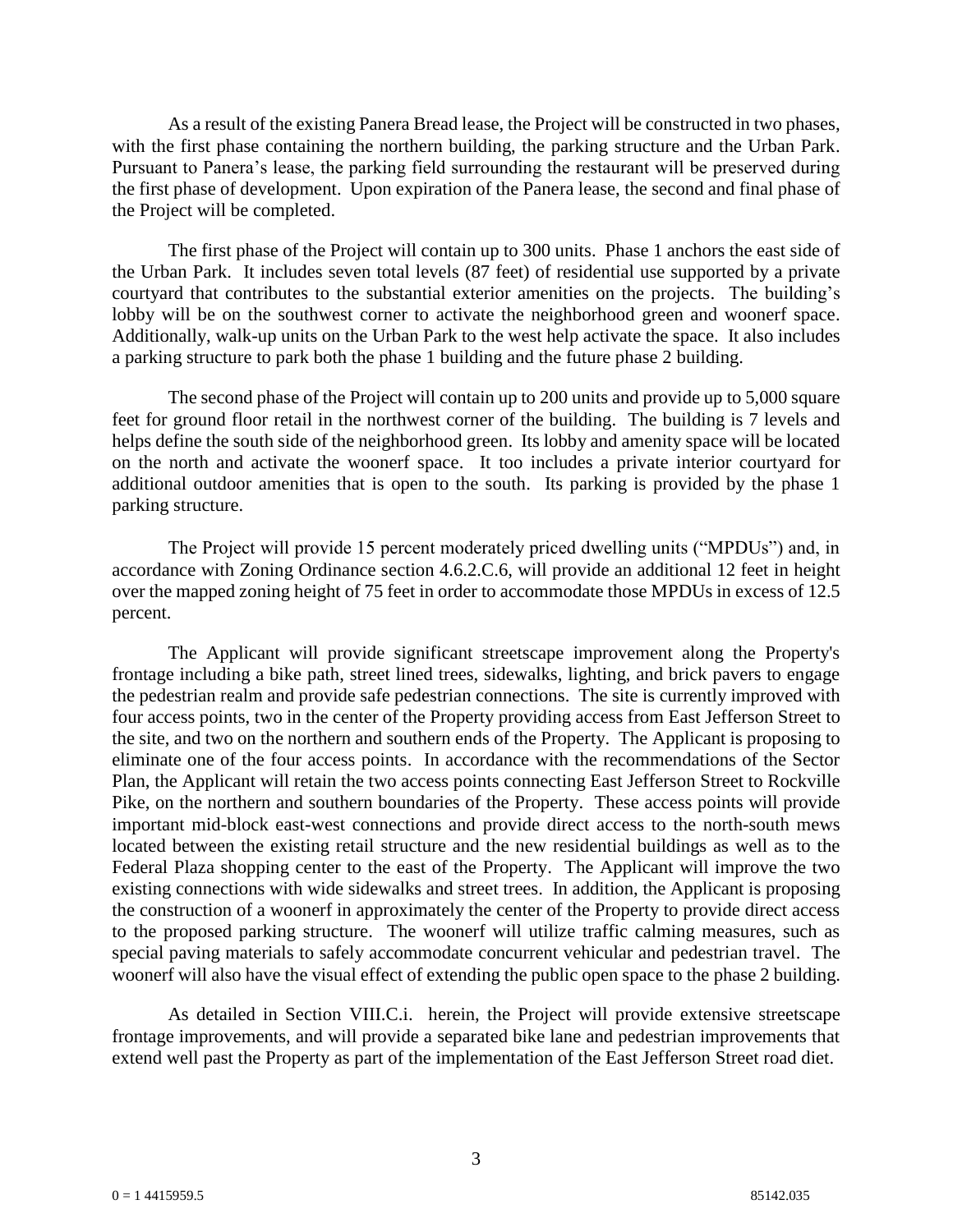As a result of the existing Panera Bread lease, the Project will be constructed in two phases, with the first phase containing the northern building, the parking structure and the Urban Park. Pursuant to Panera's lease, the parking field surrounding the restaurant will be preserved during the first phase of development. Upon expiration of the Panera lease, the second and final phase of the Project will be completed.

The first phase of the Project will contain up to 300 units. Phase 1 anchors the east side of the Urban Park. It includes seven total levels (87 feet) of residential use supported by a private courtyard that contributes to the substantial exterior amenities on the projects. The building's lobby will be on the southwest corner to activate the neighborhood green and woonerf space. Additionally, walk-up units on the Urban Park to the west help activate the space. It also includes a parking structure to park both the phase 1 building and the future phase 2 building.

The second phase of the Project will contain up to 200 units and provide up to 5,000 square feet for ground floor retail in the northwest corner of the building. The building is 7 levels and helps define the south side of the neighborhood green. Its lobby and amenity space will be located on the north and activate the woonerf space. It too includes a private interior courtyard for additional outdoor amenities that is open to the south. Its parking is provided by the phase 1 parking structure.

The Project will provide 15 percent moderately priced dwelling units ("MPDUs") and, in accordance with Zoning Ordinance section 4.6.2.C.6, will provide an additional 12 feet in height over the mapped zoning height of 75 feet in order to accommodate those MPDUs in excess of 12.5 percent.

The Applicant will provide significant streetscape improvement along the Property's frontage including a bike path, street lined trees, sidewalks, lighting, and brick pavers to engage the pedestrian realm and provide safe pedestrian connections. The site is currently improved with four access points, two in the center of the Property providing access from East Jefferson Street to the site, and two on the northern and southern ends of the Property. The Applicant is proposing to eliminate one of the four access points. In accordance with the recommendations of the Sector Plan, the Applicant will retain the two access points connecting East Jefferson Street to Rockville Pike, on the northern and southern boundaries of the Property. These access points will provide important mid-block east-west connections and provide direct access to the north-south mews located between the existing retail structure and the new residential buildings as well as to the Federal Plaza shopping center to the east of the Property. The Applicant will improve the two existing connections with wide sidewalks and street trees. In addition, the Applicant is proposing the construction of a woonerf in approximately the center of the Property to provide direct access to the proposed parking structure. The woonerf will utilize traffic calming measures, such as special paving materials to safely accommodate concurrent vehicular and pedestrian travel. The woonerf will also have the visual effect of extending the public open space to the phase 2 building.

As detailed in Section VIII.C.i. herein, the Project will provide extensive streetscape frontage improvements, and will provide a separated bike lane and pedestrian improvements that extend well past the Property as part of the implementation of the East Jefferson Street road diet.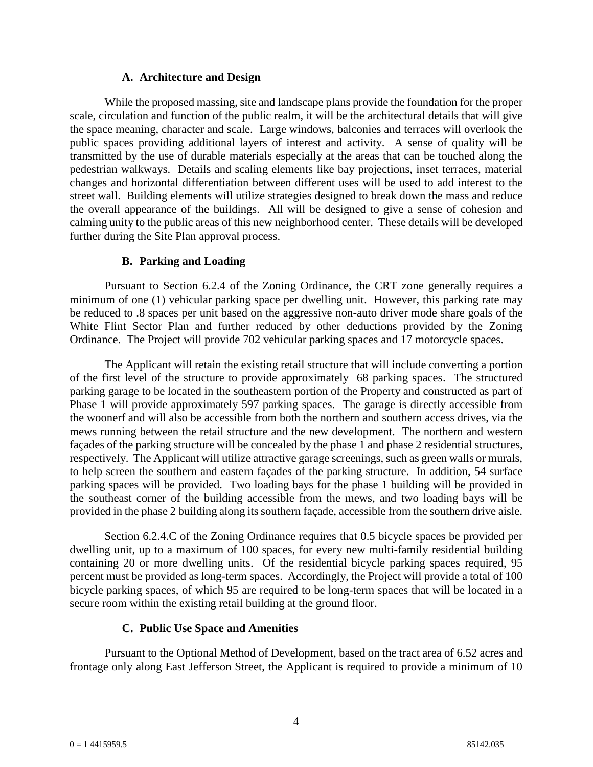### A. Architecture and Design

While the proposed massing, site and landscape plans provide the foundation for the proper scale, circulation and function of the public realm, it will be the architectural details that will give the space meaning, character and scale. Large windows, balconies and terraces will overlook the public spaces providing additional layers of interest and activity. A sense of quality will be transmitted by the use of durable materials especially at the areas that can be touched along the pedestrian walkways. Details and scaling elements like bay projections, inset terraces, material changes and horizontal differentiation between different uses will be used to add interest to the street wall. Building elements will utilize strategies designed to break down the mass and reduce the overall appearance of the buildings. All will be designed to give a sense of cohesion and calming unity to the public areas of this new neighborhood center. These details will be developed further during the Site Plan approval process.

### B. Parking and Loading

Pursuant to Section 6.2.4 of the Zoning Ordinance, the CRT zone generally requires a minimum of one (1) vehicular parking space per dwelling unit. However, this parking rate may be reduced to .8 spaces per unit based on the aggressive non-auto driver mode share goals of the White Flint Sector Plan and further reduced by other deductions provided by the Zoning Ordinance. The Project will provide 702 vehicular parking spaces and 17 motorcycle spaces.

The Applicant will retain the existing retail structure that will include converting a portion of the first level of the structure to provide approximately 68 parking spaces. The structured parking garage to be located in the southeastern portion of the Property and constructed as part of Phase 1 will provide approximately 597 parking spaces. The garage is directly accessible from the woonerf and will also be accessible from both the northern and southern access drives, via the mews running between the retail structure and the new development. The northern and western façades of the parking structure will be concealed by the phase 1 and phase 2 residential structures, respectively. The Applicant will utilize attractive garage screenings, such as green walls or murals, to help screen the southern and eastern façades of the parking structure. In addition, 54 surface parking spaces will be provided. Two loading bays for the phase 1 building will be provided in the southeast corner of the building accessible from the mews, and two loading bays will be provided in the phase 2 building along its southern façade, accessible from the southern drive aisle.

Section 6.2.4.C of the Zoning Ordinance requires that 0.5 bicycle spaces be provided per dwelling unit, up to a maximum of 100 spaces, for every new multi-family residential building containing 20 or more dwelling units. Of the residential bicycle parking spaces required, 95 percent must be provided as long-term spaces. Accordingly, the Project will provide a total of 100 bicycle parking spaces, of which 95 are required to be long-term spaces that will be located in a secure room within the existing retail building at the ground floor.

### C. Public Use Space and Amenities

Pursuant to the Optional Method of Development, based on the tract area of 6.52 acres and frontage only along East Jefferson Street, the Applicant is required to provide a minimum of 10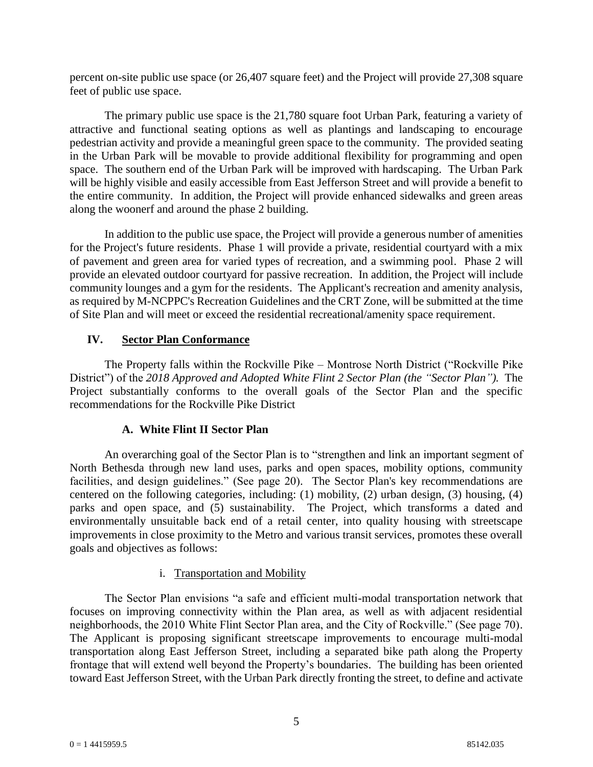percent on-site public use space (or 26,407 square feet) and the Project will provide 27,308 square feet of public use space.

The primary public use space is the 21,780 square foot Urban Park, featuring a variety of attractive and functional seating options as well as plantings and landscaping to encourage pedestrian activity and provide a meaningful green space to the community. The provided seating in the Urban Park will be movable to provide additional flexibility for programming and open space. The southern end of the Urban Park will be improved with hardscaping. The Urban Park will be highly visible and easily accessible from East Jefferson Street and will provide a benefit to the entire community. In addition, the Project will provide enhanced sidewalks and green areas along the woonerf and around the phase 2 building.

In addition to the public use space, the Project will provide a generous number of amenities for the Project's future residents. Phase 1 will provide a private, residential courtyard with a mix of pavement and green area for varied types of recreation, and a swimming pool. Phase 2 will provide an elevated outdoor courtyard for passive recreation. In addition, the Project will include community lounges and a gym for the residents. The Applicant's recreation and amenity analysis, as required by M-NCPPC's Recreation Guidelines and the CRT Zone, will be submitted at the time of Site Plan and will meet or exceed the residential recreational/amenity space requirement.

## IV. Sector Plan Conformance

The Property falls within the Rockville Pike – Montrose North District ("Rockville Pike District") of the *2018 Approved and Adopted White Flint 2 Sector Plan (the "Sector Plan").* The Project substantially conforms to the overall goals of the Sector Plan and the specific recommendations for the Rockville Pike District

### A. White Flint II Sector Plan

An overarching goal of the Sector Plan is to "strengthen and link an important segment of North Bethesda through new land uses, parks and open spaces, mobility options, community facilities, and design guidelines." (See page 20). The Sector Plan's key recommendations are centered on the following categories, including: (1) mobility, (2) urban design, (3) housing, (4) parks and open space, and (5) sustainability. The Project, which transforms a dated and environmentally unsuitable back end of a retail center, into quality housing with streetscape improvements in close proximity to the Metro and various transit services, promotes these overall goals and objectives as follows:

#### i. Transportation and Mobility

The Sector Plan envisions "a safe and efficient multi-modal transportation network that focuses on improving connectivity within the Plan area, as well as with adjacent residential neighborhoods, the 2010 White Flint Sector Plan area, and the City of Rockville." (See page 70). The Applicant is proposing significant streetscape improvements to encourage multi-modal transportation along East Jefferson Street, including a separated bike path along the Property frontage that will extend well beyond the Property's boundaries. The building has been oriented toward East Jefferson Street, with the Urban Park directly fronting the street, to define and activate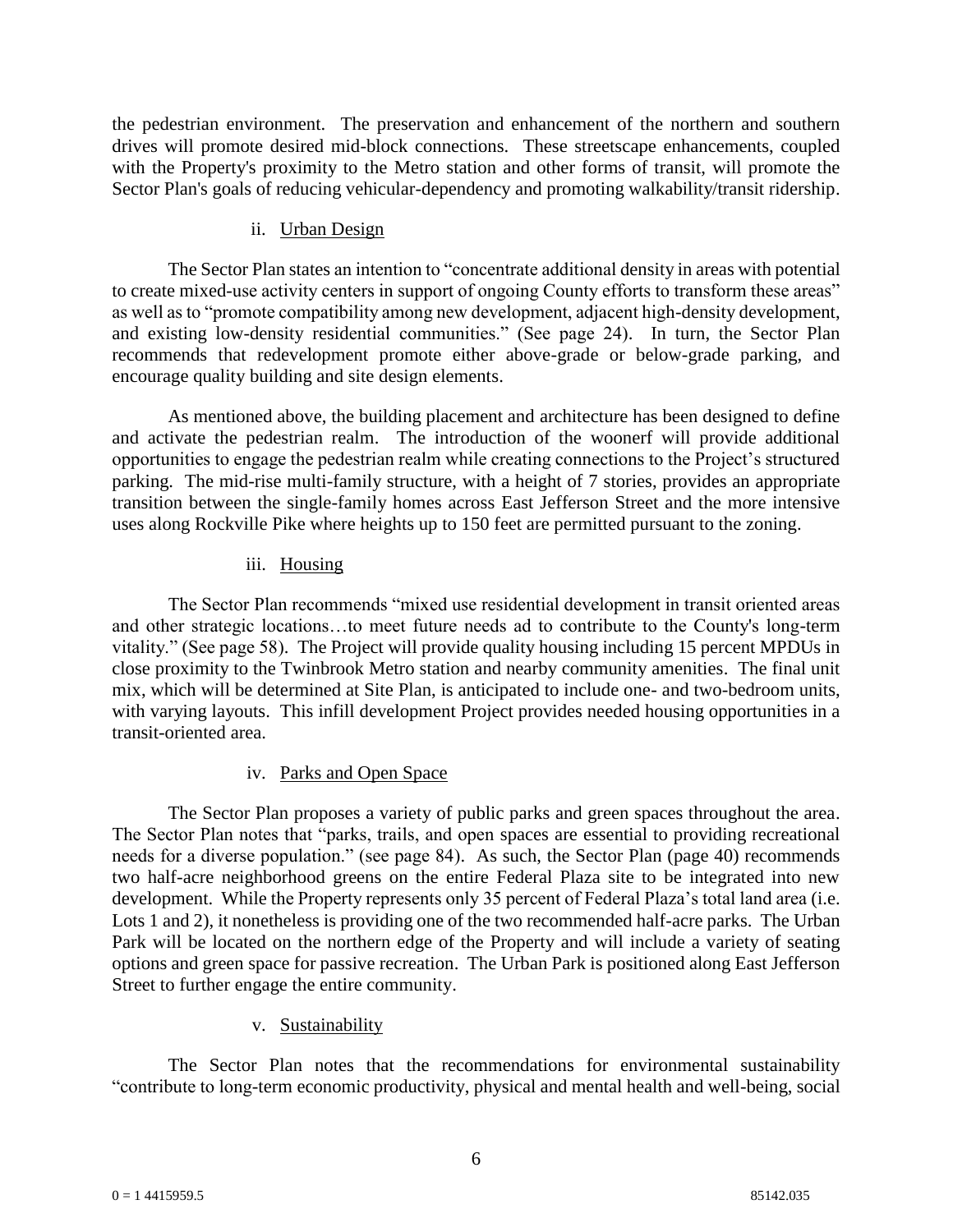the pedestrian environment. The preservation and enhancement of the northern and southern drives will promote desired mid-block connections. These streetscape enhancements, coupled with the Property's proximity to the Metro station and other forms of transit, will promote the Sector Plan's goals of reducing vehicular-dependency and promoting walkability/transit ridership.

ii. Urban Design

The Sector Plan states an intention to "concentrate additional density in areas with potential to create mixed-use activity centers in support of ongoing County efforts to transform these areas" as well as to "promote compatibility among new development, adjacent high-density development, and existing low-density residential communities." (See page 24). In turn, the Sector Plan recommends that redevelopment promote either above-grade or below-grade parking, and encourage quality building and site design elements.

As mentioned above, the building placement and architecture has been designed to define and activate the pedestrian realm. The introduction of the woonerf will provide additional opportunities to engage the pedestrian realm while creating connections to the Project's structured parking. The mid-rise multi-family structure, with a height of 7 stories, provides an appropriate transition between the single-family homes across East Jefferson Street and the more intensive uses along Rockville Pike where heights up to 150 feet are permitted pursuant to the zoning.

iii. Housing

The Sector Plan recommends "mixed use residential development in transit oriented areas and other strategic locations…to meet future needs ad to contribute to the County's long-term vitality." (See page 58). The Project will provide quality housing including 15 percent MPDUs in close proximity to the Twinbrook Metro station and nearby community amenities. The final unit mix, which will be determined at Site Plan, is anticipated to include one- and two-bedroom units, with varying layouts. This infill development Project provides needed housing opportunities in a transit-oriented area.

iv. Parks and Open Space

The Sector Plan proposes a variety of public parks and green spaces throughout the area. The Sector Plan notes that "parks, trails, and open spaces are essential to providing recreational needs for a diverse population." (see page 84). As such, the Sector Plan (page 40) recommends two half-acre neighborhood greens on the entire Federal Plaza site to be integrated into new development. While the Property represents only 35 percent of Federal Plaza's total land area (i.e. Lots 1 and 2), it nonetheless is providing one of the two recommended half-acre parks. The Urban Park will be located on the northern edge of the Property and will include a variety of seating options and green space for passive recreation. The Urban Park is positioned along East Jefferson Street to further engage the entire community.

v. Sustainability

The Sector Plan notes that the recommendations for environmental sustainability "contribute to long-term economic productivity, physical and mental health and well-being, social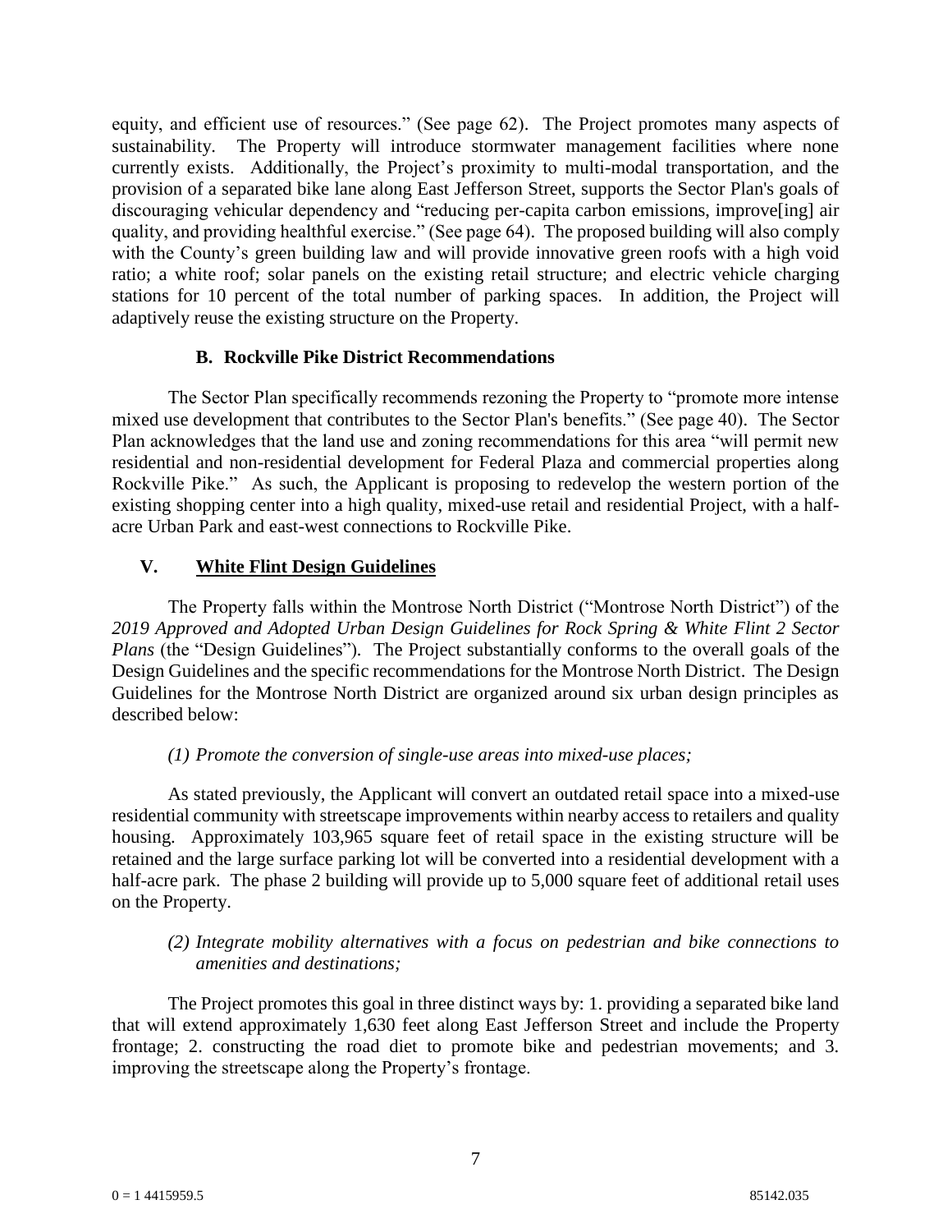equity, and efficient use of resources." (See page 62). The Project promotes many aspects of sustainability. The Property will introduce stormwater management facilities where none currently exists. Additionally, the Project's proximity to multi-modal transportation, and the provision of a separated bike lane along East Jefferson Street, supports the Sector Plan's goals of discouraging vehicular dependency and "reducing per-capita carbon emissions, improve[ing] air quality, and providing healthful exercise." (See page 64). The proposed building will also comply with the County's green building law and will provide innovative green roofs with a high void ratio; a white roof; solar panels on the existing retail structure; and electric vehicle charging stations for 10 percent of the total number of parking spaces. In addition, the Project will adaptively reuse the existing structure on the Property.

### B. Rockville Pike District Recommendations

The Sector Plan specifically recommends rezoning the Property to "promote more intense mixed use development that contributes to the Sector Plan's benefits." (See page 40). The Sector Plan acknowledges that the land use and zoning recommendations for this area "will permit new residential and non-residential development for Federal Plaza and commercial properties along Rockville Pike." As such, the Applicant is proposing to redevelop the western portion of the existing shopping center into a high quality, mixed-use retail and residential Project, with a half-acre Urban Park and east-west connections to Rockville Pike.

## V. White Flint Design Guidelines

The Property falls within the Montrose North District ("Montrose North District") of the *2019 Approved and Adopted Urban Design Guidelines for Rock Spring & White Flint 2 Sector Plans* (the "Design Guidelines"). The Project substantially conforms to the overall goals of the Design Guidelines and the specific recommendations for the Montrose North District. The Design Guidelines for the Montrose North District are organized around six urban design principles as described below:

*(1) Promote the conversion of single-use areas into mixed-use places;*

As stated previously, the Applicant will convert an outdated retail space into a mixed-use residential community with streetscape improvements within nearby access to retailers and quality housing. Approximately 103,965 square feet of retail space in the existing structure will be retained and the large surface parking lot will be converted into a residential development with a half-acre park. The phase 2 building will provide up to 5,000 square feet of additional retail uses on the Property.

*(2) Integrate mobility alternatives with a focus on pedestrian and bike connections to amenities and destinations;*

The Project promotes this goal in three distinct ways by: 1. providing a separated bike land that will extend approximately 1,630 feet along East Jefferson Street and include the Property frontage; 2. constructing the road diet to promote bike and pedestrian movements; and 3. improving the streetscape along the Property's frontage.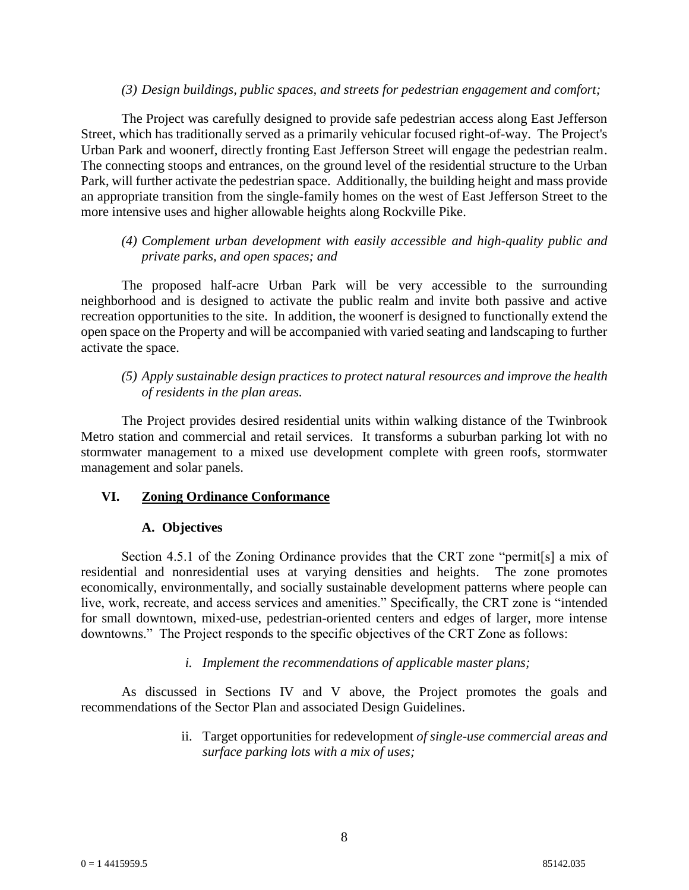*(3) Design buildings, public spaces, and streets for pedestrian engagement and comfort;*

The Project was carefully designed to provide safe pedestrian access along East Jefferson Street, which has traditionally served as a primarily vehicular focused right-of-way. The Project's Urban Park and woonerf, directly fronting East Jefferson Street will engage the pedestrian realm. The connecting stoops and entrances, on the ground level of the residential structure to the Urban Park, will further activate the pedestrian space. Additionally, the building height and mass provide an appropriate transition from the single-family homes on the west of East Jefferson Street to the more intensive uses and higher allowable heights along Rockville Pike.

*(4) Complement urban development with easily accessible and high-quality public and private parks, and open spaces; and*

The proposed half-acre Urban Park will be very accessible to the surrounding neighborhood and is designed to activate the public realm and invite both passive and active recreation opportunities to the site. In addition, the woonerf is designed to functionally extend the open space on the Property and will be accompanied with varied seating and landscaping to further activate the space.

*(5) Apply sustainable design practices to protect natural resources and improve the health of residents in the plan areas.*

The Project provides desired residential units within walking distance of the Twinbrook Metro station and commercial and retail services. It transforms a suburban parking lot with no stormwater management to a mixed use development complete with green roofs, stormwater management and solar panels.

## VI. Zoning Ordinance Conformance

### A. Objectives

Section 4.5.1 of the Zoning Ordinance provides that the CRT zone "permit[s] a mix of residential and nonresidential uses at varying densities and heights. The zone promotes economically, environmentally, and socially sustainable development patterns where people can live, work, recreate, and access services and amenities." Specifically, the CRT zone is "intended for small downtown, mixed-use, pedestrian-oriented centers and edges of larger, more intense downtowns." The Project responds to the specific objectives of the CRT Zone as follows:

*i. Implement the recommendations of applicable master plans;*

As discussed in Sections IV and V above, the Project promotes the goals and recommendations of the Sector Plan and associated Design Guidelines.

ii. Target opportunities for redevelopment *of single-use commercial areas and surface parking lots with a mix of uses;*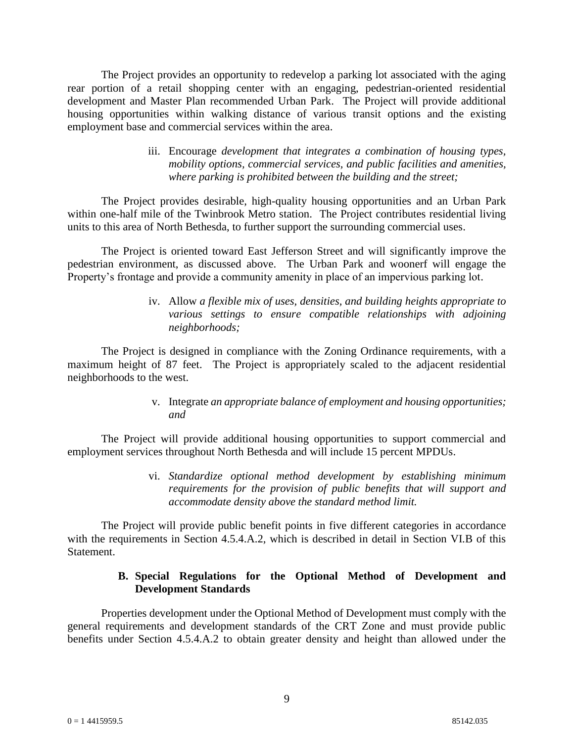The Project provides an opportunity to redevelop a parking lot associated with the aging rear portion of a retail shopping center with an engaging, pedestrian-oriented residential development and Master Plan recommended Urban Park. The Project will provide additional housing opportunities within walking distance of various transit options and the existing employment base and commercial services within the area.

iii. Encourage *development that integrates a combination of housing types, mobility options, commercial services, and public facilities and amenities, where parking is prohibited between the building and the street;*

The Project provides desirable, high-quality housing opportunities and an Urban Park within one-half mile of the Twinbrook Metro station. The Project contributes residential living units to this area of North Bethesda, to further support the surrounding commercial uses.

The Project is oriented toward East Jefferson Street and will significantly improve the pedestrian environment, as discussed above. The Urban Park and woonerf will engage the Property's frontage and provide a community amenity in place of an impervious parking lot.

iv. Allow *a flexible mix of uses, densities, and building heights appropriate to various settings to ensure compatible relationships with adjoining neighborhoods;*

The Project is designed in compliance with the Zoning Ordinance requirements, with a maximum height of 87 feet. The Project is appropriately scaled to the adjacent residential neighborhoods to the west.

v. Integrate *an appropriate balance of employment and housing opportunities; and*

The Project will provide additional housing opportunities to support commercial and employment services throughout North Bethesda and will include 15 percent MPDUs.

vi. *Standardize optional method development by establishing minimum requirements for the provision of public benefits that will support and accommodate density above the standard method limit.*

The Project will provide public benefit points in five different categories in accordance with the requirements in Section 4.5.4.A.2, which is described in detail in Section VI.B of this Statement.

### B. Special Regulations for the Optional Method of Development and Development Standards

Properties development under the Optional Method of Development must comply with the general requirements and development standards of the CRT Zone and must provide public benefits under Section 4.5.4.A.2 to obtain greater density and height than allowed under the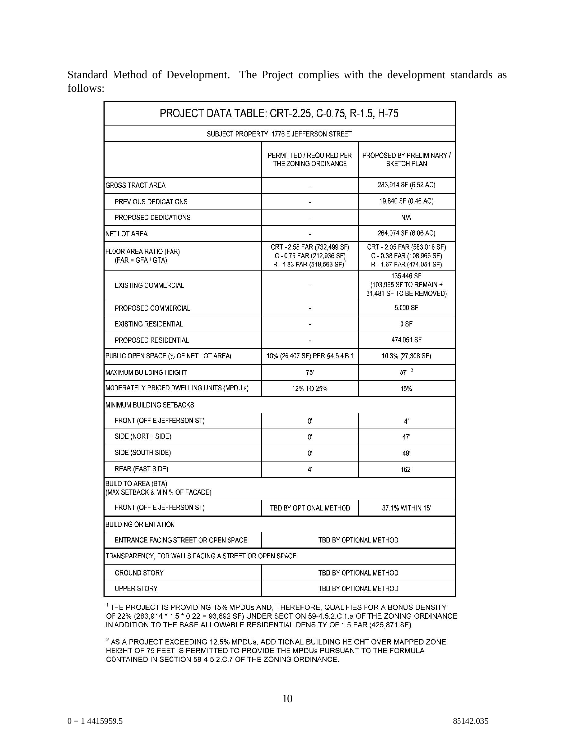Standard Method of Development. The Project complies with the development standards as follows:

| PROJECT DATA TABLE: CRT-2.25, C-0.75, R-1.5, H-75 | | |
|---|---|---|
| SUBJECT PROPERTY: 1776 E JEFFERSON STREET | | |
| | PERMITTED / REQUIRED PER THE ZONING ORDINANCE | PROPOSED BY PRELIMINARY / SKETCH PLAN |
| GROSS TRACT AREA | - | 283,914 SF (6.52 AC) |
| PREVIOUS DEDICATIONS | - | 19,840 SF (0.46 AC) |
| PROPOSED DEDICATIONS | - | N/A |
| NET LOT AREA | - | 264,074 SF (6.06 AC) |
| FLOOR AREA RATIO (FAR) (FAR = GFA / GTA) | CRT - 2.58 FAR (732,499 SF) C - 0.75 FAR (212,936 SF) R - 1.83 FAR (519,563 SF)[1] | CRT - 2.05 FAR (583,016 SF) C - 0.38 FAR (108,965 SF) R - 1.67 FAR (474,051 SF) |
| EXISTING COMMERCIAL | - | 135,446 SF (103,965 SF TO REMAIN + 31,481 SF TO BE REMOVED) |
| PROPOSED COMMERCIAL | - | 5,000 SF |
| EXISTING RESIDENTIAL | - | 0 SF |
| PROPOSED RESIDENTIAL | - | 474,051 SF |
| PUBLIC OPEN SPACE (% OF NET LOT AREA) | 10% (26,407 SF) PER §4.5.4.B.1 | 10.3% (27,308 SF) |
| MAXIMUM BUILDING HEIGHT | 75' | 87'[2] |
| MODERATELY PRICED DWELLING UNITS (MPDU's) | 12% TO 25% | 15% |
| MINIMUM BUILDING SETBACKS | | |
| FRONT (OFF E JEFFERSON ST) | 0' | 4' |
| SIDE (NORTH SIDE) | 0' | 47' |
| SIDE (SOUTH SIDE) | 0' | 49' |
| REAR (EAST SIDE) | 4' | 162' |
| BUILD TO AREA (BTA) (MAX SETBACK & MIN % OF FACADE) | | |
| FRONT (OFF E JEFFERSON ST) | TBD BY OPTIONAL METHOD | 37.1% WITHIN 15' |
| BUILDING ORIENTATION | | |
| ENTRANCE FACING STREET OR OPEN SPACE | TBD BY OPTIONAL METHOD | |
| TRANSPARENCY, FOR WALLS FACING A STREET OR OPEN SPACE | | |
| GROUND STORY | TBD BY OPTIONAL METHOD | |
| UPPER STORY | TBD BY OPTIONAL METHOD | |

[1] THE PROJECT IS PROVIDING 15% MPDUs AND, THEREFORE, QUALIFIES FOR A BONUS DENSITY OF 22% (283,914 * 1.5 * 0.22 = 93,692 SF) UNDER SECTION 59-4.5.2.C.1.a OF THE ZONING ORDINANCE IN ADDITION TO THE BASE ALLOWABLE RESIDENTIAL DENSITY OF 1.5 FAR (425,871 SF).

[2] AS A PROJECT EXCEEDING 12.5% MPDUs, ADDITIONAL BUILDING HEIGHT OVER MAPPED ZONE HEIGHT OF 75 FEET IS PERMITTED TO PROVIDE THE MPDUs PURSUANT TO THE FORMULA CONTAINED IN SECTION 59-4.5.2.C.7 OF THE ZONING ORDINANCE.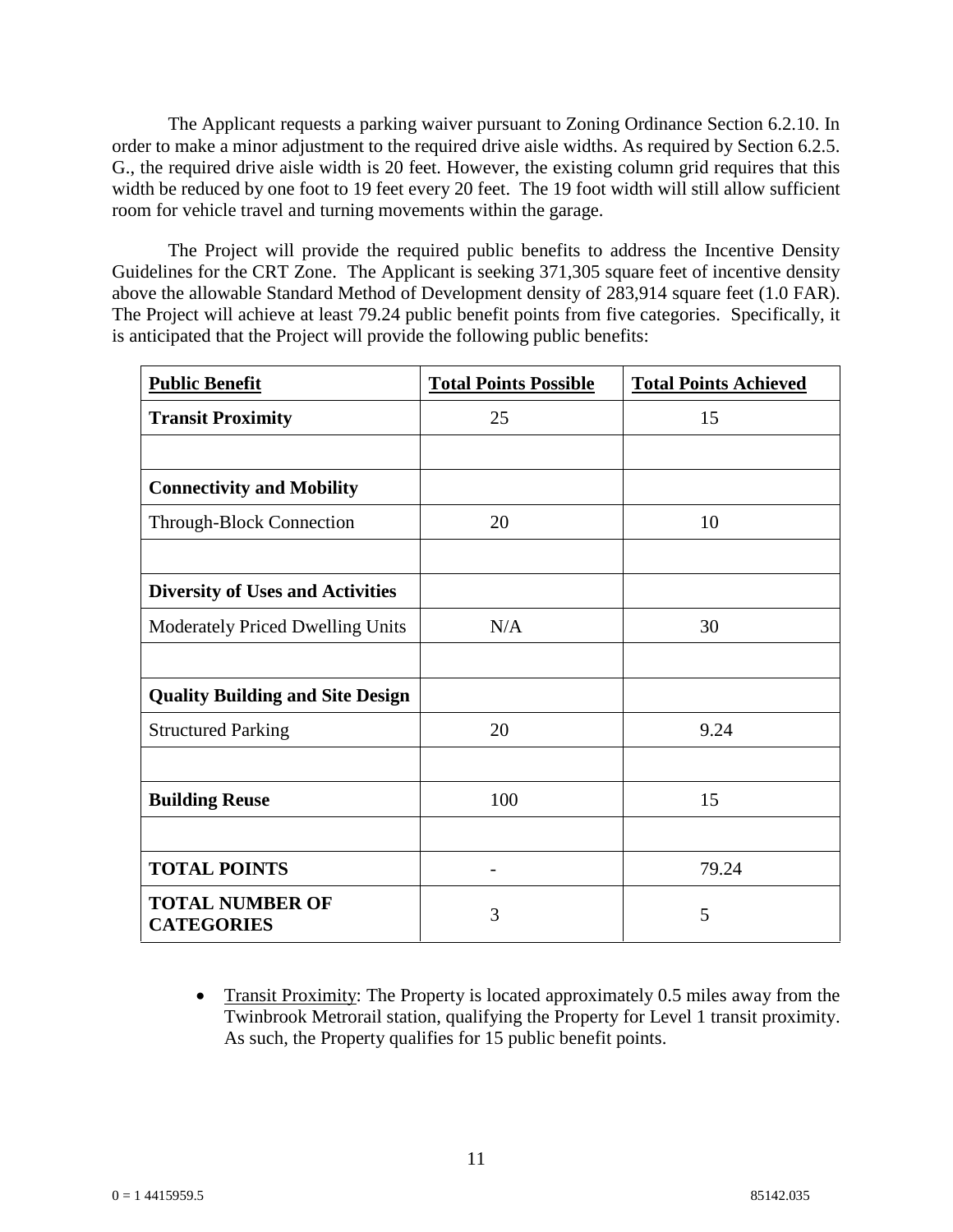The Applicant requests a parking waiver pursuant to Zoning Ordinance Section 6.2.10. In order to make a minor adjustment to the required drive aisle widths. As required by Section 6.2.5. G., the required drive aisle width is 20 feet. However, the existing column grid requires that this width be reduced by one foot to 19 feet every 20 feet. The 19 foot width will still allow sufficient room for vehicle travel and turning movements within the garage.

The Project will provide the required public benefits to address the Incentive Density Guidelines for the CRT Zone. The Applicant is seeking 371,305 square feet of incentive density above the allowable Standard Method of Development density of 283,914 square feet (1.0 FAR). The Project will achieve at least 79.24 public benefit points from five categories. Specifically, it is anticipated that the Project will provide the following public benefits:

| Public Benefit | Total Points Possible | Total Points Achieved |
|---|---|---|
| **Transit Proximity** | 25 | 15 |
| | | |
| **Connectivity and Mobility** | | |
| Through-Block Connection | 20 | 10 |
| | | |
| **Diversity of Uses and Activities** | | |
| Moderately Priced Dwelling Units | N/A | 30 |
| | | |
| **Quality Building and Site Design** | | |
| Structured Parking | 20 | 9.24 |
| | | |
| **Building Reuse** | 100 | 15 |
| | | |
| **TOTAL POINTS** | - | 79.24 |
| **TOTAL NUMBER OF CATEGORIES** | 3 | 5 |

- Transit Proximity: The Property is located approximately 0.5 miles away from the Twinbrook Metrorail station, qualifying the Property for Level 1 transit proximity. As such, the Property qualifies for 15 public benefit points.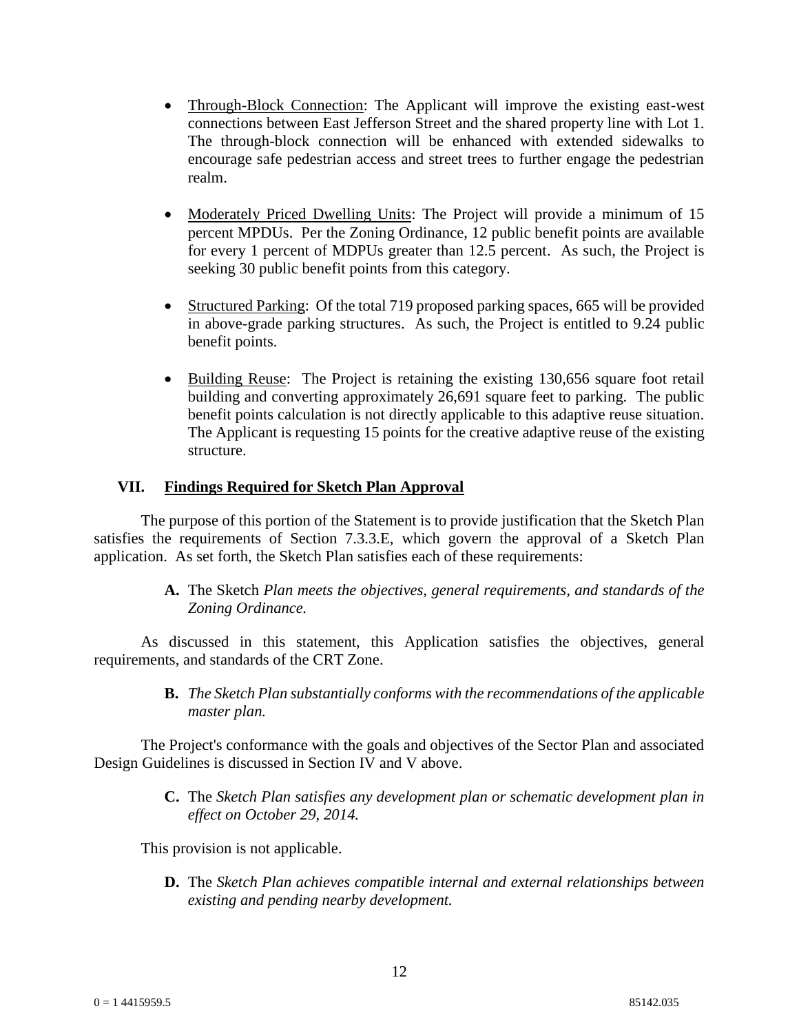- Through-Block Connection: The Applicant will improve the existing east-west connections between East Jefferson Street and the shared property line with Lot 1. The through-block connection will be enhanced with extended sidewalks to encourage safe pedestrian access and street trees to further engage the pedestrian realm.

- Moderately Priced Dwelling Units: The Project will provide a minimum of 15 percent MPDUs. Per the Zoning Ordinance, 12 public benefit points are available for every 1 percent of MDPUs greater than 12.5 percent. As such, the Project is seeking 30 public benefit points from this category.

- Structured Parking: Of the total 719 proposed parking spaces, 665 will be provided in above-grade parking structures. As such, the Project is entitled to 9.24 public benefit points.

- Building Reuse: The Project is retaining the existing 130,656 square foot retail building and converting approximately 26,691 square feet to parking. The public benefit points calculation is not directly applicable to this adaptive reuse situation. The Applicant is requesting 15 points for the creative adaptive reuse of the existing structure.

## VII. Findings Required for Sketch Plan Approval

The purpose of this portion of the Statement is to provide justification that the Sketch Plan satisfies the requirements of Section 7.3.3.E, which govern the approval of a Sketch Plan application. As set forth, the Sketch Plan satisfies each of these requirements:

**A.** The Sketch *Plan meets the objectives, general requirements, and standards of the Zoning Ordinance.*

As discussed in this statement, this Application satisfies the objectives, general requirements, and standards of the CRT Zone.

**B.** *The Sketch Plan substantially conforms with the recommendations of the applicable master plan.*

The Project's conformance with the goals and objectives of the Sector Plan and associated Design Guidelines is discussed in Section IV and V above.

**C.** The *Sketch Plan satisfies any development plan or schematic development plan in effect on October 29, 2014.*

This provision is not applicable.

**D.** The *Sketch Plan achieves compatible internal and external relationships between existing and pending nearby development.*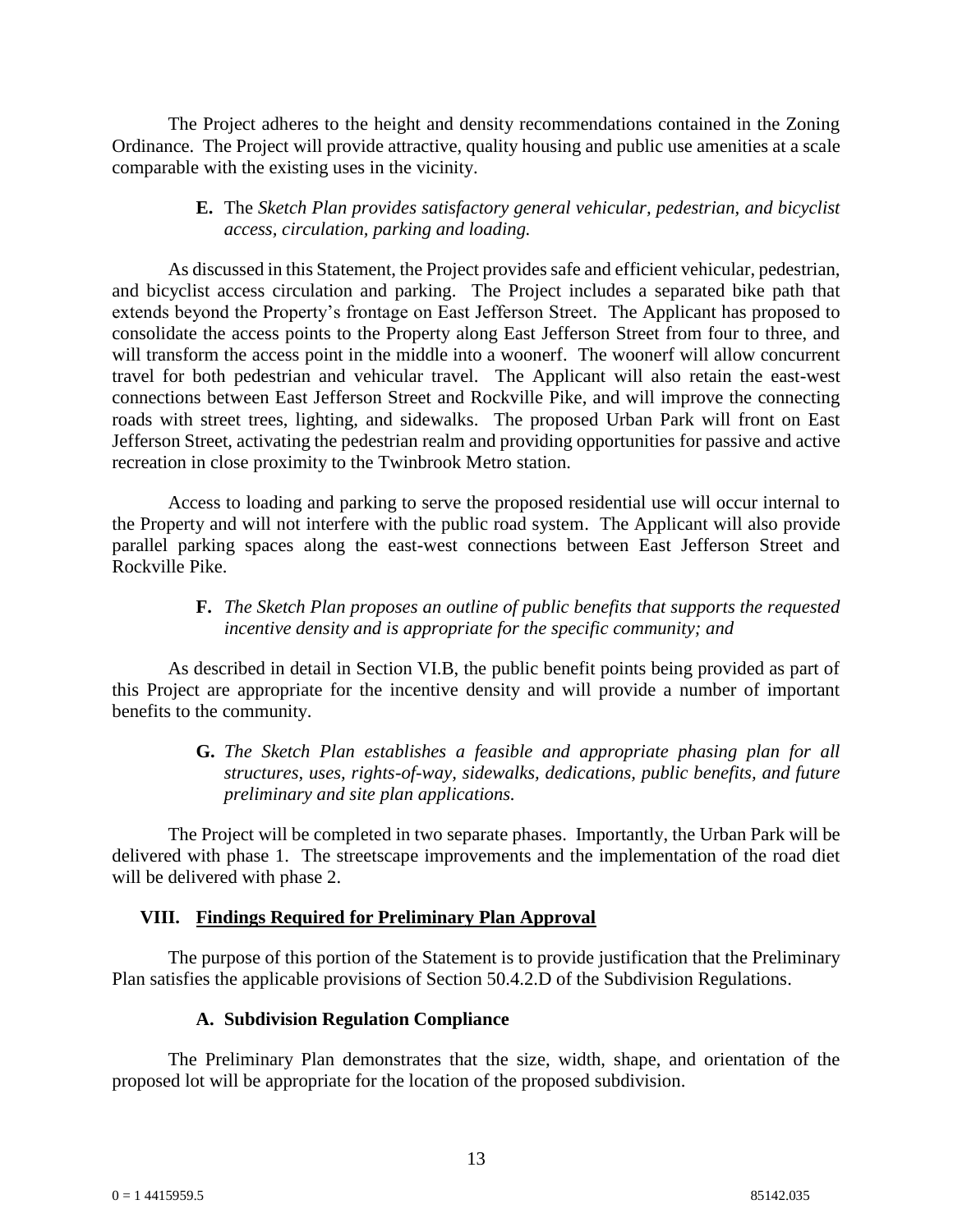The Project adheres to the height and density recommendations contained in the Zoning Ordinance. The Project will provide attractive, quality housing and public use amenities at a scale comparable with the existing uses in the vicinity.

**E.** The *Sketch Plan provides satisfactory general vehicular, pedestrian, and bicyclist access, circulation, parking and loading.*

As discussed in this Statement, the Project provides safe and efficient vehicular, pedestrian, and bicyclist access circulation and parking. The Project includes a separated bike path that extends beyond the Property's frontage on East Jefferson Street. The Applicant has proposed to consolidate the access points to the Property along East Jefferson Street from four to three, and will transform the access point in the middle into a woonerf. The woonerf will allow concurrent travel for both pedestrian and vehicular travel. The Applicant will also retain the east-west connections between East Jefferson Street and Rockville Pike, and will improve the connecting roads with street trees, lighting, and sidewalks. The proposed Urban Park will front on East Jefferson Street, activating the pedestrian realm and providing opportunities for passive and active recreation in close proximity to the Twinbrook Metro station.

Access to loading and parking to serve the proposed residential use will occur internal to the Property and will not interfere with the public road system. The Applicant will also provide parallel parking spaces along the east-west connections between East Jefferson Street and Rockville Pike.

**F.** *The Sketch Plan proposes an outline of public benefits that supports the requested incentive density and is appropriate for the specific community; and*

As described in detail in Section VI.B, the public benefit points being provided as part of this Project are appropriate for the incentive density and will provide a number of important benefits to the community.

**G.** *The Sketch Plan establishes a feasible and appropriate phasing plan for all structures, uses, rights-of-way, sidewalks, dedications, public benefits, and future preliminary and site plan applications.*

The Project will be completed in two separate phases. Importantly, the Urban Park will be delivered with phase 1. The streetscape improvements and the implementation of the road diet will be delivered with phase 2.

## VIII. Findings Required for Preliminary Plan Approval

The purpose of this portion of the Statement is to provide justification that the Preliminary Plan satisfies the applicable provisions of Section 50.4.2.D of the Subdivision Regulations.

### A. Subdivision Regulation Compliance

The Preliminary Plan demonstrates that the size, width, shape, and orientation of the proposed lot will be appropriate for the location of the proposed subdivision.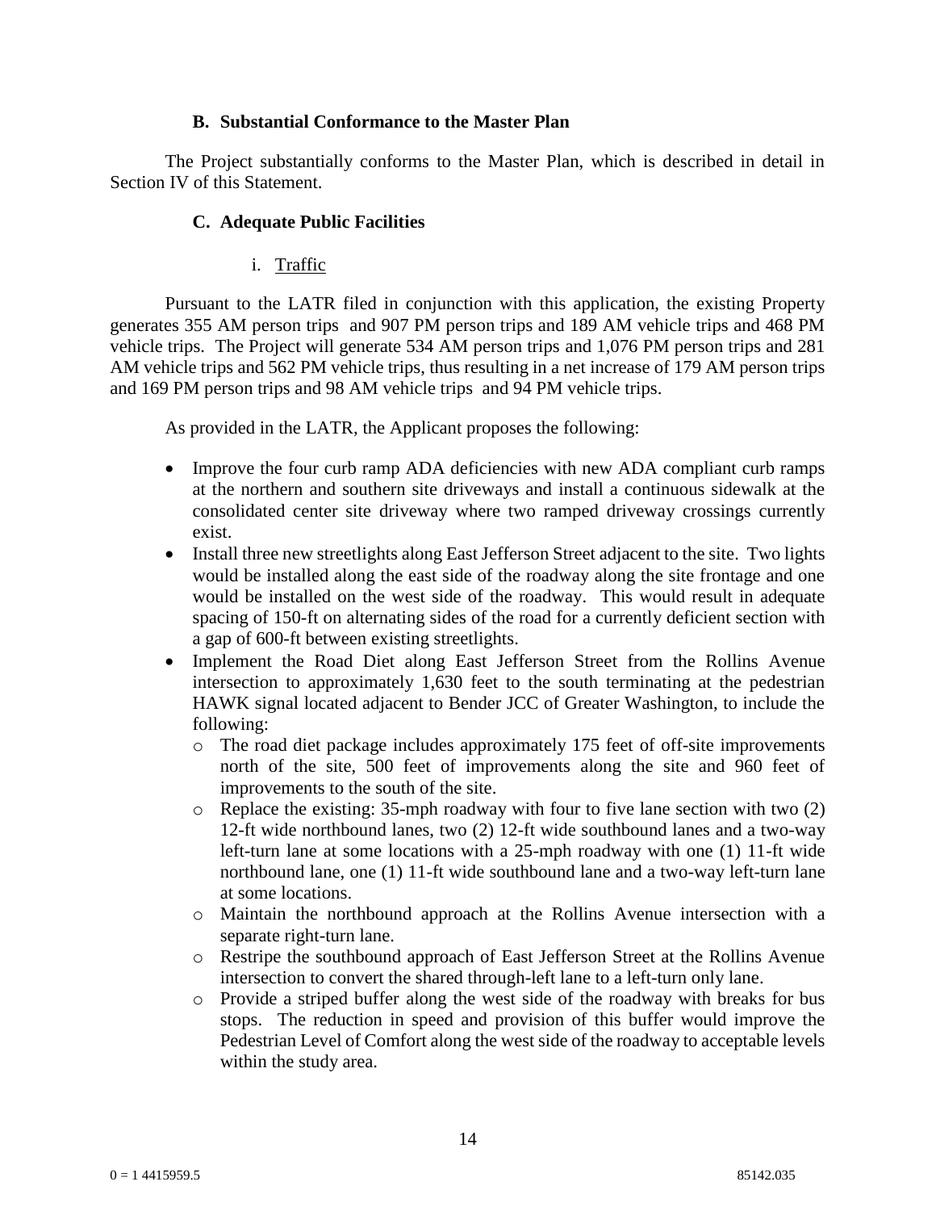### B. Substantial Conformance to the Master Plan

The Project substantially conforms to the Master Plan, which is described in detail in Section IV of this Statement.

### C. Adequate Public Facilities

#### i. Traffic

Pursuant to the LATR filed in conjunction with this application, the existing Property generates 355 AM person trips and 907 PM person trips and 189 AM vehicle trips and 468 PM vehicle trips. The Project will generate 534 AM person trips and 1,076 PM person trips and 281 AM vehicle trips and 562 PM vehicle trips, thus resulting in a net increase of 179 AM person trips and 169 PM person trips and 98 AM vehicle trips and 94 PM vehicle trips.

As provided in the LATR, the Applicant proposes the following:

- Improve the four curb ramp ADA deficiencies with new ADA compliant curb ramps at the northern and southern site driveways and install a continuous sidewalk at the consolidated center site driveway where two ramped driveway crossings currently exist.
- Install three new streetlights along East Jefferson Street adjacent to the site. Two lights would be installed along the east side of the roadway along the site frontage and one would be installed on the west side of the roadway. This would result in adequate spacing of 150-ft on alternating sides of the road for a currently deficient section with a gap of 600-ft between existing streetlights.
- Implement the Road Diet along East Jefferson Street from the Rollins Avenue intersection to approximately 1,630 feet to the south terminating at the pedestrian HAWK signal located adjacent to Bender JCC of Greater Washington, to include the following:
  - The road diet package includes approximately 175 feet of off-site improvements north of the site, 500 feet of improvements along the site and 960 feet of improvements to the south of the site.
  - Replace the existing: 35-mph roadway with four to five lane section with two (2) 12-ft wide northbound lanes, two (2) 12-ft wide southbound lanes and a two-way left-turn lane at some locations with a 25-mph roadway with one (1) 11-ft wide northbound lane, one (1) 11-ft wide southbound lane and a two-way left-turn lane at some locations.
  - Maintain the northbound approach at the Rollins Avenue intersection with a separate right-turn lane.
  - Restripe the southbound approach of East Jefferson Street at the Rollins Avenue intersection to convert the shared through-left lane to a left-turn only lane.
  - Provide a striped buffer along the west side of the roadway with breaks for bus stops. The reduction in speed and provision of this buffer would improve the Pedestrian Level of Comfort along the west side of the roadway to acceptable levels within the study area.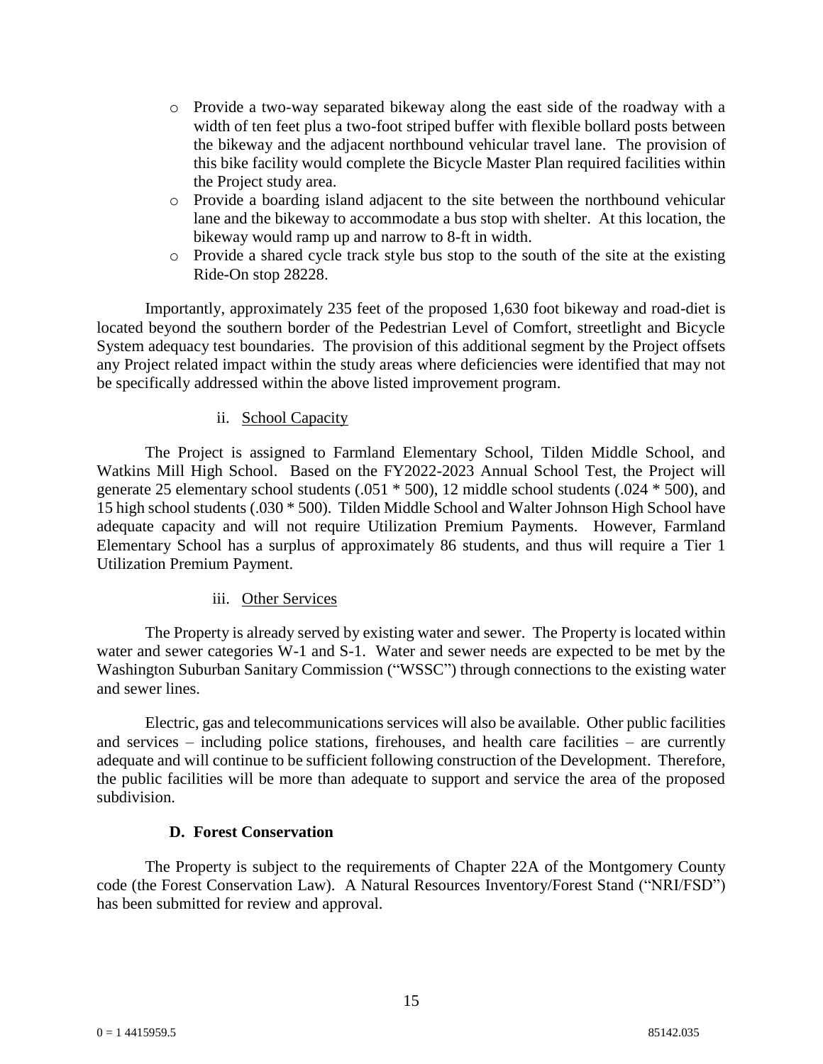- Provide a two-way separated bikeway along the east side of the roadway with a width of ten feet plus a two-foot striped buffer with flexible bollard posts between the bikeway and the adjacent northbound vehicular travel lane. The provision of this bike facility would complete the Bicycle Master Plan required facilities within the Project study area.
- Provide a boarding island adjacent to the site between the northbound vehicular lane and the bikeway to accommodate a bus stop with shelter. At this location, the bikeway would ramp up and narrow to 8-ft in width.
- Provide a shared cycle track style bus stop to the south of the site at the existing Ride-On stop 28228.

Importantly, approximately 235 feet of the proposed 1,630 foot bikeway and road-diet is located beyond the southern border of the Pedestrian Level of Comfort, streetlight and Bicycle System adequacy test boundaries. The provision of this additional segment by the Project offsets any Project related impact within the study areas where deficiencies were identified that may not be specifically addressed within the above listed improvement program.

ii. School Capacity

The Project is assigned to Farmland Elementary School, Tilden Middle School, and Watkins Mill High School. Based on the FY2022-2023 Annual School Test, the Project will generate 25 elementary school students (.051 * 500), 12 middle school students (.024 * 500), and 15 high school students (.030 * 500). Tilden Middle School and Walter Johnson High School have adequate capacity and will not require Utilization Premium Payments. However, Farmland Elementary School has a surplus of approximately 86 students, and thus will require a Tier 1 Utilization Premium Payment.

iii. Other Services

The Property is already served by existing water and sewer. The Property is located within water and sewer categories W-1 and S-1. Water and sewer needs are expected to be met by the Washington Suburban Sanitary Commission ("WSSC") through connections to the existing water and sewer lines.

Electric, gas and telecommunications services will also be available. Other public facilities and services – including police stations, firehouses, and health care facilities – are currently adequate and will continue to be sufficient following construction of the Development. Therefore, the public facilities will be more than adequate to support and service the area of the proposed subdivision.

**D. Forest Conservation**

The Property is subject to the requirements of Chapter 22A of the Montgomery County code (the Forest Conservation Law). A Natural Resources Inventory/Forest Stand ("NRI/FSD") has been submitted for review and approval.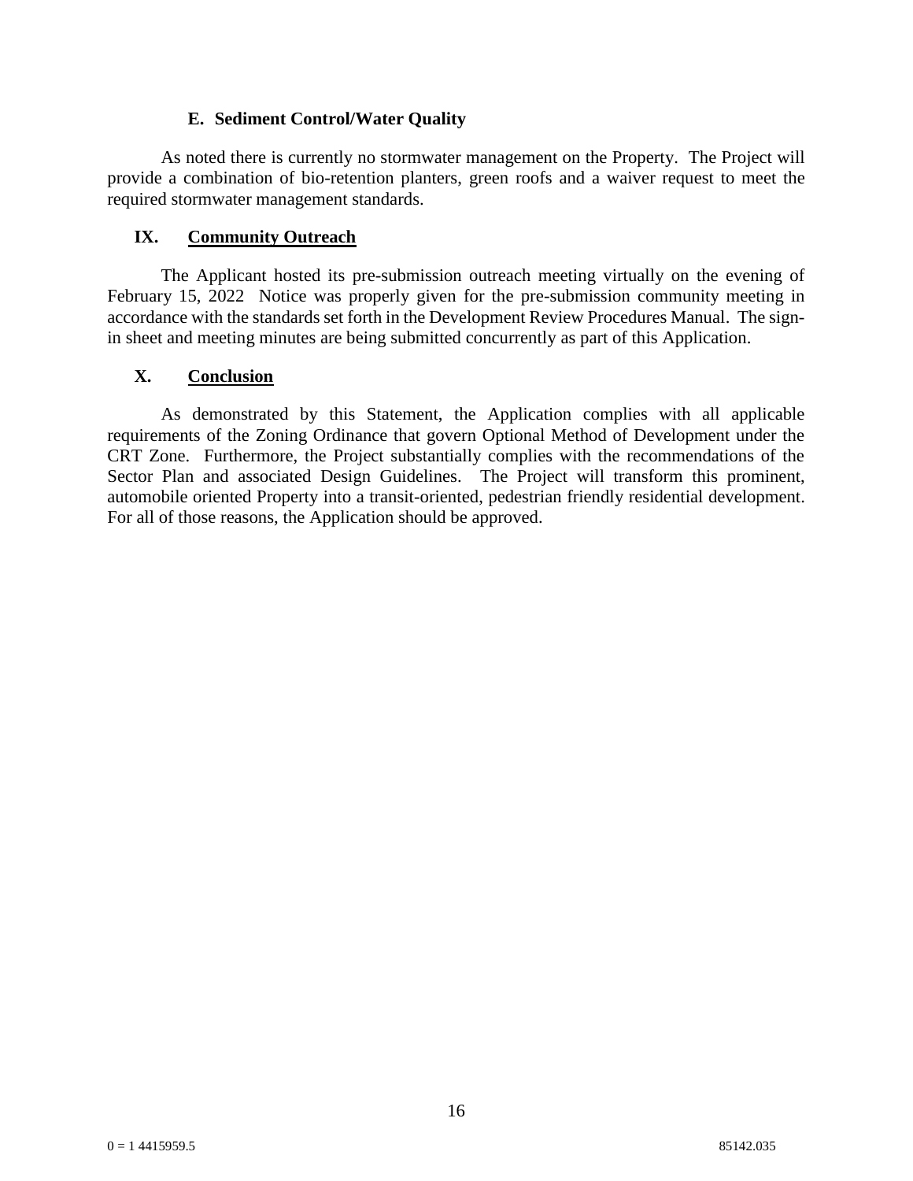### E. Sediment Control/Water Quality

As noted there is currently no stormwater management on the Property. The Project will provide a combination of bio-retention planters, green roofs and a waiver request to meet the required stormwater management standards.

## IX. Community Outreach

The Applicant hosted its pre-submission outreach meeting virtually on the evening of February 15, 2022 Notice was properly given for the pre-submission community meeting in accordance with the standards set forth in the Development Review Procedures Manual. The sign-in sheet and meeting minutes are being submitted concurrently as part of this Application.

## X. Conclusion

As demonstrated by this Statement, the Application complies with all applicable requirements of the Zoning Ordinance that govern Optional Method of Development under the CRT Zone. Furthermore, the Project substantially complies with the recommendations of the Sector Plan and associated Design Guidelines. The Project will transform this prominent, automobile oriented Property into a transit-oriented, pedestrian friendly residential development. For all of those reasons, the Application should be approved.